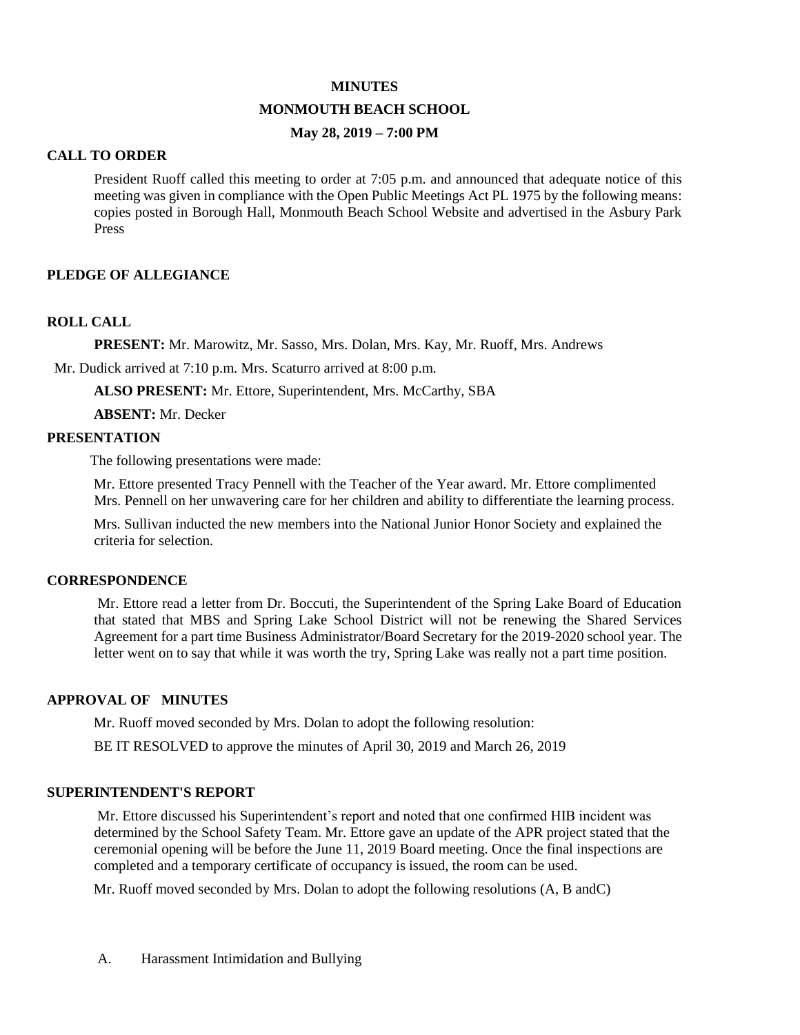**MINUTES**

**MONMOUTH BEACH SCHOOL**

**May 28, 2019 – 7:00 PM**

## CALL TO ORDER

President Ruoff called this meeting to order at 7:05 p.m. and announced that adequate notice of this meeting was given in compliance with the Open Public Meetings Act PL 1975 by the following means: copies posted in Borough Hall, Monmouth Beach School Website and advertised in the Asbury Park Press

## PLEDGE OF ALLEGIANCE

## ROLL CALL

**PRESENT:** Mr. Marowitz, Mr. Sasso, Mrs. Dolan, Mrs. Kay, Mr. Ruoff, Mrs. Andrews

Mr. Dudick arrived at 7:10 p.m. Mrs. Scaturro arrived at 8:00 p.m.

**ALSO PRESENT:** Mr. Ettore, Superintendent, Mrs. McCarthy, SBA

**ABSENT:** Mr. Decker

## PRESENTATION

The following presentations were made:

Mr. Ettore presented Tracy Pennell with the Teacher of the Year award. Mr. Ettore complimented Mrs. Pennell on her unwavering care for her children and ability to differentiate the learning process.

Mrs. Sullivan inducted the new members into the National Junior Honor Society and explained the criteria for selection.

## CORRESPONDENCE

Mr. Ettore read a letter from Dr. Boccuti, the Superintendent of the Spring Lake Board of Education that stated that MBS and Spring Lake School District will not be renewing the Shared Services Agreement for a part time Business Administrator/Board Secretary for the 2019-2020 school year. The letter went on to say that while it was worth the try, Spring Lake was really not a part time position.

## APPROVAL OF MINUTES

Mr. Ruoff moved seconded by Mrs. Dolan to adopt the following resolution:

BE IT RESOLVED to approve the minutes of April 30, 2019 and March 26, 2019

## SUPERINTENDENT'S REPORT

Mr. Ettore discussed his Superintendent's report and noted that one confirmed HIB incident was determined by the School Safety Team. Mr. Ettore gave an update of the APR project stated that the ceremonial opening will be before the June 11, 2019 Board meeting. Once the final inspections are completed and a temporary certificate of occupancy is issued, the room can be used.

Mr. Ruoff moved seconded by Mrs. Dolan to adopt the following resolutions (A, B andC)

A. Harassment Intimidation and Bullying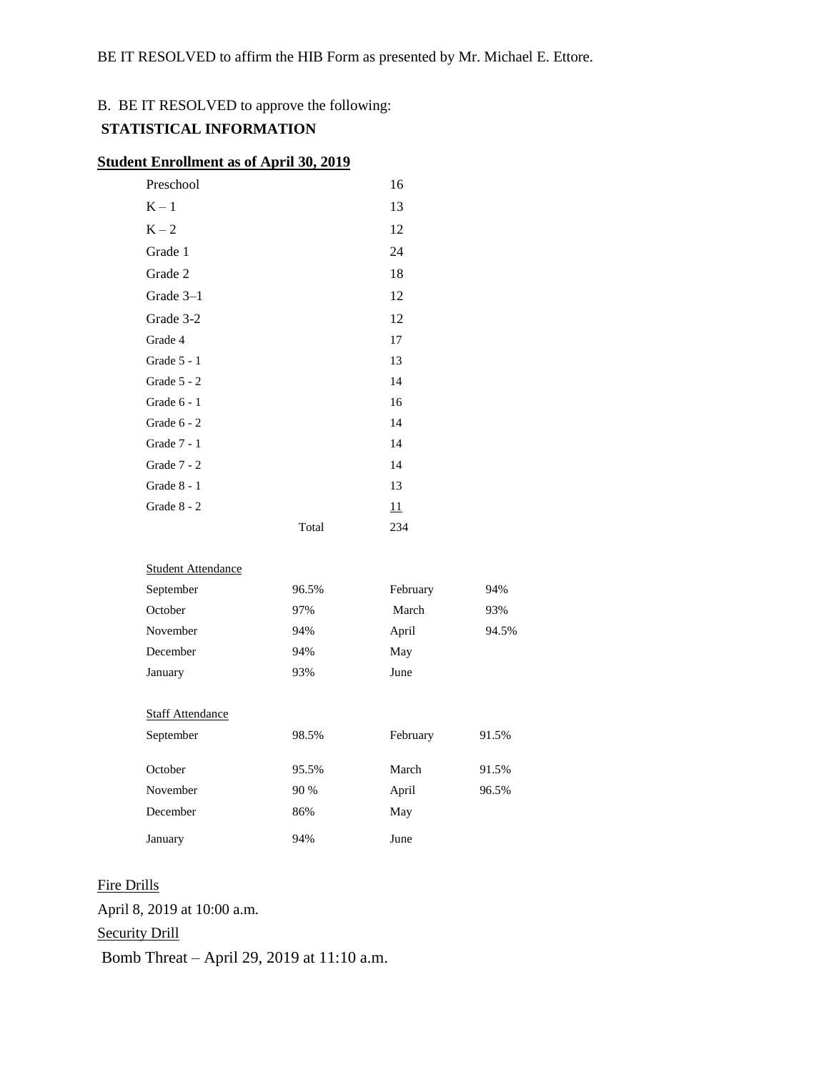BE IT RESOLVED to affirm the HIB Form as presented by Mr. Michael E. Ettore.

B. BE IT RESOLVED to approve the following:

**STATISTICAL INFORMATION**

**Student Enrollment as of April 30, 2019**

| | | |
|---|---|---|
| Preschool | | 16 |
| K – 1 | | 13 |
| K – 2 | | 12 |
| Grade 1 | | 24 |
| Grade 2 | | 18 |
| Grade 3–1 | | 12 |
| Grade 3-2 | | 12 |
| Grade 4 | | 17 |
| Grade 5 - 1 | | 13 |
| Grade 5 - 2 | | 14 |
| Grade 6 - 1 | | 16 |
| Grade 6 - 2 | | 14 |
| Grade 7 - 1 | | 14 |
| Grade 7 - 2 | | 14 |
| Grade 8 - 1 | | 13 |
| Grade 8 - 2 | | 11 |
| | Total | 234 |

Student Attendance

| | | | |
|---|---|---|---|
| September | 96.5% | February | 94% |
| October | 97% | March | 93% |
| November | 94% | April | 94.5% |
| December | 94% | May | |
| January | 93% | June | |

Staff Attendance

| | | | |
|---|---|---|---|
| September | 98.5% | February | 91.5% |
| October | 95.5% | March | 91.5% |
| November | 90 % | April | 96.5% |
| December | 86% | May | |
| January | 94% | June | |

Fire Drills

April 8, 2019 at 10:00 a.m.

Security Drill

Bomb Threat – April 29, 2019 at 11:10 a.m.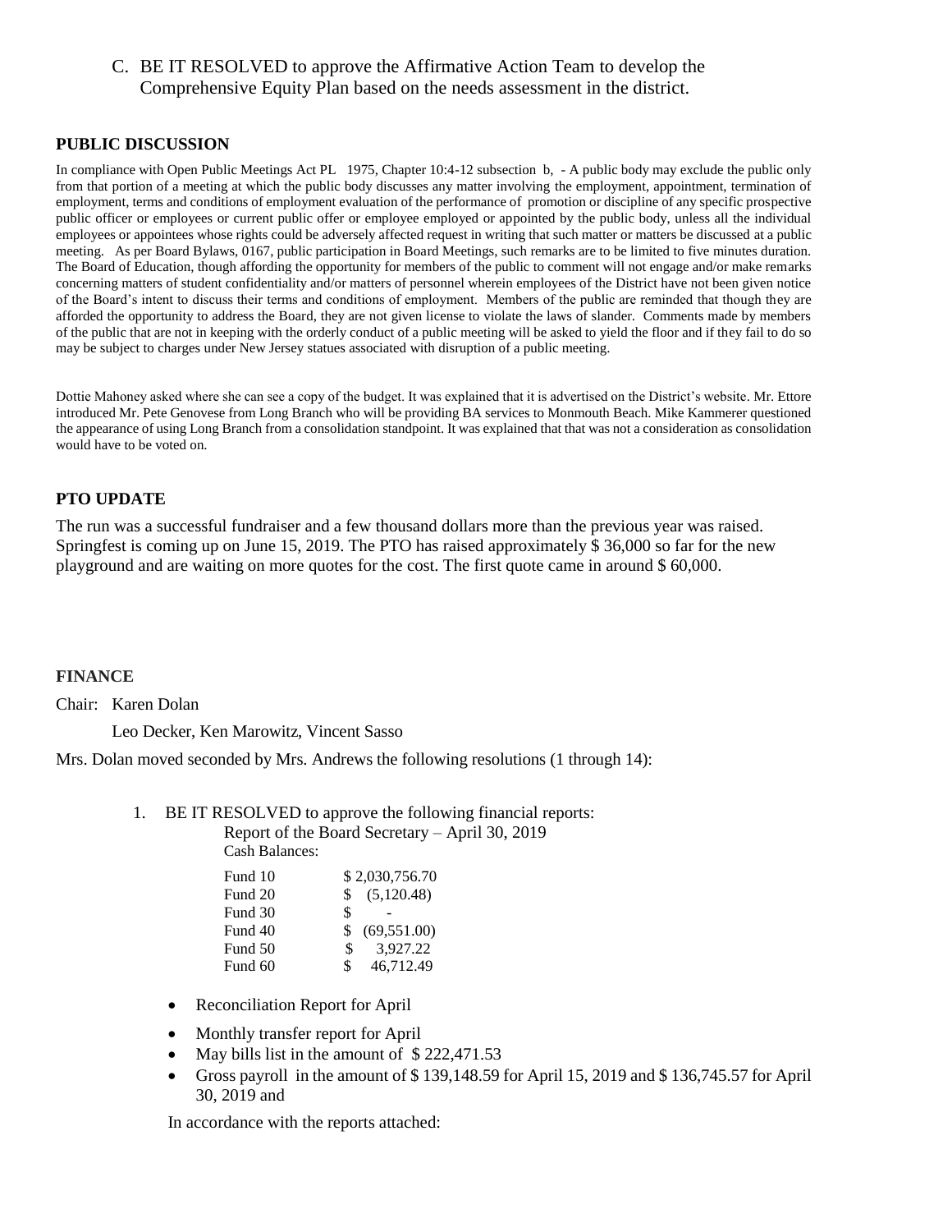C. BE IT RESOLVED to approve the Affirmative Action Team to develop the Comprehensive Equity Plan based on the needs assessment in the district.

**PUBLIC DISCUSSION**

In compliance with Open Public Meetings Act PL 1975, Chapter 10:4-12 subsection b, - A public body may exclude the public only from that portion of a meeting at which the public body discusses any matter involving the employment, appointment, termination of employment, terms and conditions of employment evaluation of the performance of promotion or discipline of any specific prospective public officer or employees or current public offer or employee employed or appointed by the public body, unless all the individual employees or appointees whose rights could be adversely affected request in writing that such matter or matters be discussed at a public meeting. As per Board Bylaws, 0167, public participation in Board Meetings, such remarks are to be limited to five minutes duration. The Board of Education, though affording the opportunity for members of the public to comment will not engage and/or make remarks concerning matters of student confidentiality and/or matters of personnel wherein employees of the District have not been given notice of the Board's intent to discuss their terms and conditions of employment. Members of the public are reminded that though they are afforded the opportunity to address the Board, they are not given license to violate the laws of slander. Comments made by members of the public that are not in keeping with the orderly conduct of a public meeting will be asked to yield the floor and if they fail to do so may be subject to charges under New Jersey statues associated with disruption of a public meeting.

Dottie Mahoney asked where she can see a copy of the budget. It was explained that it is advertised on the District's website. Mr. Ettore introduced Mr. Pete Genovese from Long Branch who will be providing BA services to Monmouth Beach. Mike Kammerer questioned the appearance of using Long Branch from a consolidation standpoint. It was explained that that was not a consideration as consolidation would have to be voted on.

**PTO UPDATE**

The run was a successful fundraiser and a few thousand dollars more than the previous year was raised. Springfest is coming up on June 15, 2019. The PTO has raised approximately $ 36,000 so far for the new playground and are waiting on more quotes for the cost. The first quote came in around $ 60,000.

**FINANCE**

Chair: Karen Dolan

Leo Decker, Ken Marowitz, Vincent Sasso

Mrs. Dolan moved seconded by Mrs. Andrews the following resolutions (1 through 14):

1. BE IT RESOLVED to approve the following financial reports:
   Report of the Board Secretary – April 30, 2019
   Cash Balances:

| | |
|---|---|
| Fund 10 | $ 2,030,756.70 |
| Fund 20 | $ (5,120.48) |
| Fund 30 | $ - |
| Fund 40 | $ (69,551.00) |
| Fund 50 | $ 3,927.22 |
| Fund 60 | $ 46,712.49 |

- Reconciliation Report for April
- Monthly transfer report for April
- May bills list in the amount of $ 222,471.53
- Gross payroll in the amount of $ 139,148.59 for April 15, 2019 and $ 136,745.57 for April 30, 2019 and

In accordance with the reports attached: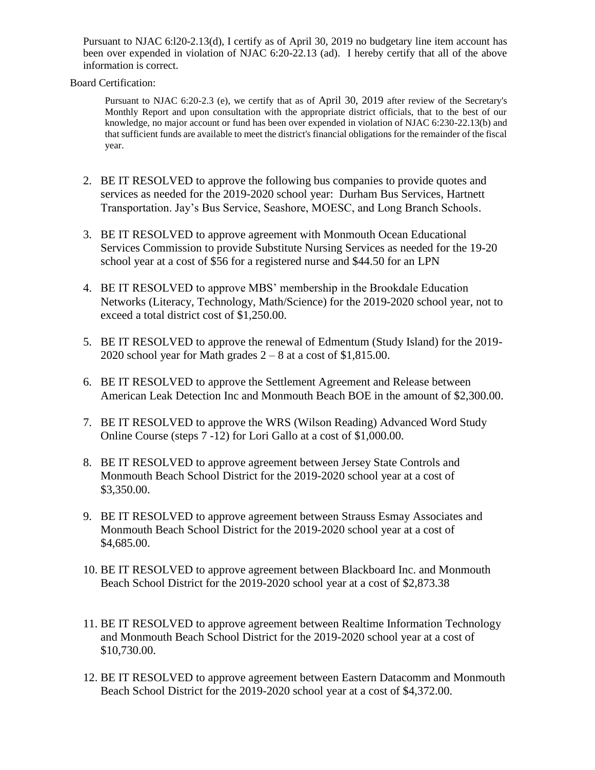Pursuant to NJAC 6:l20-2.13(d), I certify as of April 30, 2019 no budgetary line item account has been over expended in violation of NJAC 6:20-22.13 (ad). I hereby certify that all of the above information is correct.

Board Certification:

Pursuant to NJAC 6:20-2.3 (e), we certify that as of April 30, 2019 after review of the Secretary's Monthly Report and upon consultation with the appropriate district officials, that to the best of our knowledge, no major account or fund has been over expended in violation of NJAC 6:230-22.13(b) and that sufficient funds are available to meet the district's financial obligations for the remainder of the fiscal year.

2. BE IT RESOLVED to approve the following bus companies to provide quotes and services as needed for the 2019-2020 school year: Durham Bus Services, Hartnett Transportation. Jay's Bus Service, Seashore, MOESC, and Long Branch Schools.

3. BE IT RESOLVED to approve agreement with Monmouth Ocean Educational Services Commission to provide Substitute Nursing Services as needed for the 19-20 school year at a cost of $56 for a registered nurse and $44.50 for an LPN

4. BE IT RESOLVED to approve MBS' membership in the Brookdale Education Networks (Literacy, Technology, Math/Science) for the 2019-2020 school year, not to exceed a total district cost of $1,250.00.

5. BE IT RESOLVED to approve the renewal of Edmentum (Study Island) for the 2019-2020 school year for Math grades 2 – 8 at a cost of $1,815.00.

6. BE IT RESOLVED to approve the Settlement Agreement and Release between American Leak Detection Inc and Monmouth Beach BOE in the amount of $2,300.00.

7. BE IT RESOLVED to approve the WRS (Wilson Reading) Advanced Word Study Online Course (steps 7 -12) for Lori Gallo at a cost of $1,000.00.

8. BE IT RESOLVED to approve agreement between Jersey State Controls and Monmouth Beach School District for the 2019-2020 school year at a cost of $3,350.00.

9. BE IT RESOLVED to approve agreement between Strauss Esmay Associates and Monmouth Beach School District for the 2019-2020 school year at a cost of $4,685.00.

10. BE IT RESOLVED to approve agreement between Blackboard Inc. and Monmouth Beach School District for the 2019-2020 school year at a cost of $2,873.38

11. BE IT RESOLVED to approve agreement between Realtime Information Technology and Monmouth Beach School District for the 2019-2020 school year at a cost of $10,730.00.

12. BE IT RESOLVED to approve agreement between Eastern Datacomm and Monmouth Beach School District for the 2019-2020 school year at a cost of $4,372.00.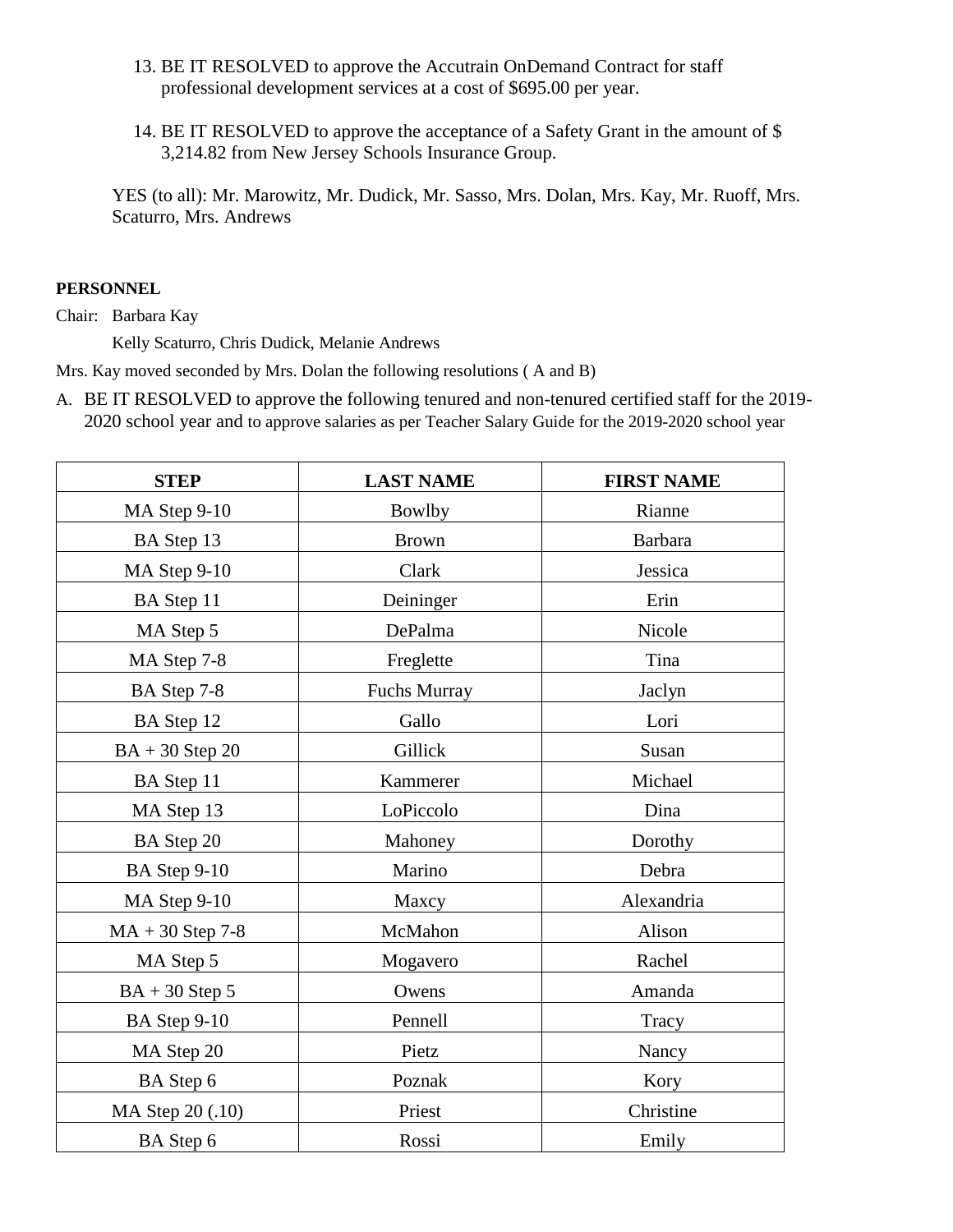13. BE IT RESOLVED to approve the Accutrain OnDemand Contract for staff professional development services at a cost of $695.00 per year.

14. BE IT RESOLVED to approve the acceptance of a Safety Grant in the amount of $ 3,214.82 from New Jersey Schools Insurance Group.

YES (to all): Mr. Marowitz, Mr. Dudick, Mr. Sasso, Mrs. Dolan, Mrs. Kay, Mr. Ruoff, Mrs. Scaturro, Mrs. Andrews

**PERSONNEL**

Chair: Barbara Kay

Kelly Scaturro, Chris Dudick, Melanie Andrews

Mrs. Kay moved seconded by Mrs. Dolan the following resolutions ( A and B)

A. BE IT RESOLVED to approve the following tenured and non-tenured certified staff for the 2019-2020 school year and to approve salaries as per Teacher Salary Guide for the 2019-2020 school year

| STEP | LAST NAME | FIRST NAME |
|---|---|---|
| MA Step 9-10 | Bowlby | Rianne |
| BA Step 13 | Brown | Barbara |
| MA Step 9-10 | Clark | Jessica |
| BA Step 11 | Deininger | Erin |
| MA Step 5 | DePalma | Nicole |
| MA Step 7-8 | Freglette | Tina |
| BA Step 7-8 | Fuchs Murray | Jaclyn |
| BA Step 12 | Gallo | Lori |
| BA + 30 Step 20 | Gillick | Susan |
| BA Step 11 | Kammerer | Michael |
| MA Step 13 | LoPiccolo | Dina |
| BA Step 20 | Mahoney | Dorothy |
| BA Step 9-10 | Marino | Debra |
| MA Step 9-10 | Maxcy | Alexandria |
| MA + 30 Step 7-8 | McMahon | Alison |
| MA Step 5 | Mogavero | Rachel |
| BA + 30 Step 5 | Owens | Amanda |
| BA Step 9-10 | Pennell | Tracy |
| MA Step 20 | Pietz | Nancy |
| BA Step 6 | Poznak | Kory |
| MA Step 20 (.10) | Priest | Christine |
| BA Step 6 | Rossi | Emily |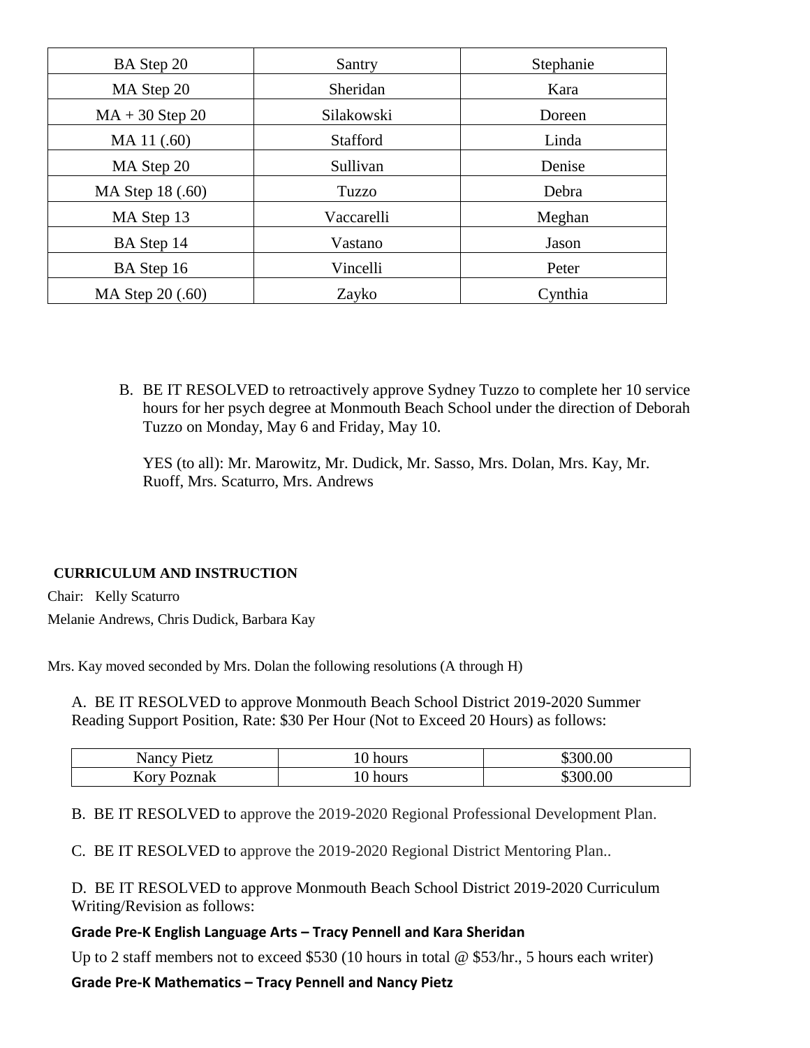| BA Step 20 | Santry | Stephanie |
|---|---|---|
| MA Step 20 | Sheridan | Kara |
| MA + 30 Step 20 | Silakowski | Doreen |
| MA 11 (.60) | Stafford | Linda |
| MA Step 20 | Sullivan | Denise |
| MA Step 18 (.60) | Tuzzo | Debra |
| MA Step 13 | Vaccarelli | Meghan |
| BA Step 14 | Vastano | Jason |
| BA Step 16 | Vincelli | Peter |
| MA Step 20 (.60) | Zayko | Cynthia |

B. BE IT RESOLVED to retroactively approve Sydney Tuzzo to complete her 10 service hours for her psych degree at Monmouth Beach School under the direction of Deborah Tuzzo on Monday, May 6 and Friday, May 10.

YES (to all): Mr. Marowitz, Mr. Dudick, Mr. Sasso, Mrs. Dolan, Mrs. Kay, Mr. Ruoff, Mrs. Scaturro, Mrs. Andrews

**CURRICULUM AND INSTRUCTION**

Chair: Kelly Scaturro

Melanie Andrews, Chris Dudick, Barbara Kay

Mrs. Kay moved seconded by Mrs. Dolan the following resolutions (A through H)

A. BE IT RESOLVED to approve Monmouth Beach School District 2019-2020 Summer Reading Support Position, Rate: $30 Per Hour (Not to Exceed 20 Hours) as follows:

| Nancy Pietz | 10 hours | $300.00 |
|---|---|---|
| Kory Poznak | 10 hours | $300.00 |

B. BE IT RESOLVED to approve the 2019-2020 Regional Professional Development Plan.

C. BE IT RESOLVED to approve the 2019-2020 Regional District Mentoring Plan..

D. BE IT RESOLVED to approve Monmouth Beach School District 2019-2020 Curriculum Writing/Revision as follows:

**Grade Pre-K English Language Arts – Tracy Pennell and Kara Sheridan**

Up to 2 staff members not to exceed $530 (10 hours in total @ $53/hr., 5 hours each writer)

**Grade Pre-K Mathematics – Tracy Pennell and Nancy Pietz**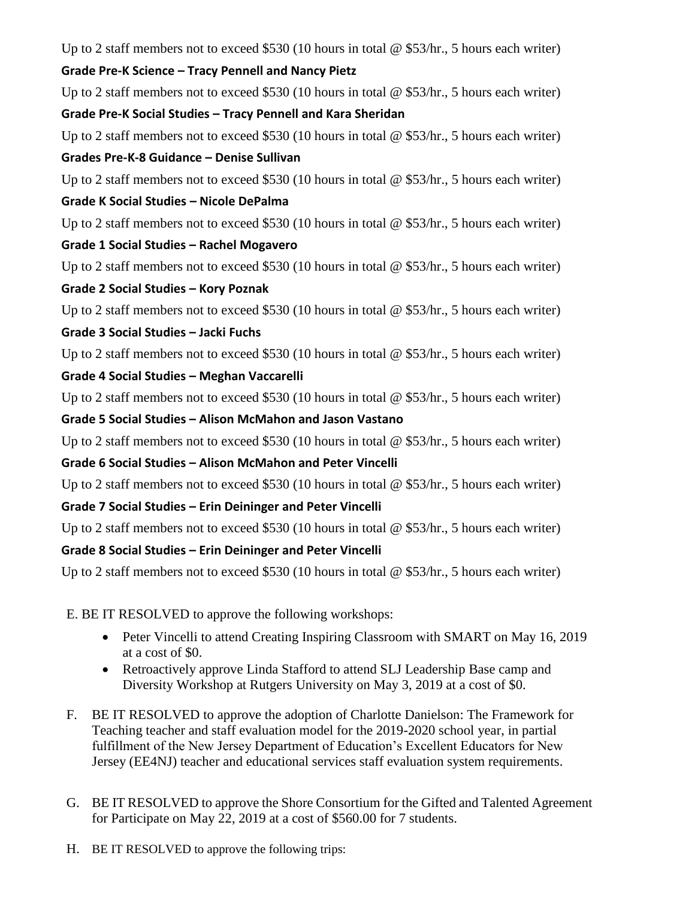Up to 2 staff members not to exceed $530 (10 hours in total @ $53/hr., 5 hours each writer)

**Grade Pre-K Science – Tracy Pennell and Nancy Pietz**

Up to 2 staff members not to exceed $530 (10 hours in total @ $53/hr., 5 hours each writer)

**Grade Pre-K Social Studies – Tracy Pennell and Kara Sheridan**

Up to 2 staff members not to exceed $530 (10 hours in total @ $53/hr., 5 hours each writer)

**Grades Pre-K-8 Guidance – Denise Sullivan**

Up to 2 staff members not to exceed $530 (10 hours in total @ $53/hr., 5 hours each writer)

**Grade K Social Studies – Nicole DePalma**

Up to 2 staff members not to exceed $530 (10 hours in total @ $53/hr., 5 hours each writer)

**Grade 1 Social Studies – Rachel Mogavero**

Up to 2 staff members not to exceed $530 (10 hours in total @ $53/hr., 5 hours each writer)

**Grade 2 Social Studies – Kory Poznak**

Up to 2 staff members not to exceed $530 (10 hours in total @ $53/hr., 5 hours each writer)

**Grade 3 Social Studies – Jacki Fuchs**

Up to 2 staff members not to exceed $530 (10 hours in total @ $53/hr., 5 hours each writer)

**Grade 4 Social Studies – Meghan Vaccarelli**

Up to 2 staff members not to exceed $530 (10 hours in total @ $53/hr., 5 hours each writer)

**Grade 5 Social Studies – Alison McMahon and Jason Vastano**

Up to 2 staff members not to exceed $530 (10 hours in total @ $53/hr., 5 hours each writer)

**Grade 6 Social Studies – Alison McMahon and Peter Vincelli**

Up to 2 staff members not to exceed $530 (10 hours in total @ $53/hr., 5 hours each writer)

**Grade 7 Social Studies – Erin Deininger and Peter Vincelli**

Up to 2 staff members not to exceed $530 (10 hours in total @ $53/hr., 5 hours each writer)

**Grade 8 Social Studies – Erin Deininger and Peter Vincelli**

Up to 2 staff members not to exceed $530 (10 hours in total @ $53/hr., 5 hours each writer)

E. BE IT RESOLVED to approve the following workshops:

- Peter Vincelli to attend Creating Inspiring Classroom with SMART on May 16, 2019 at a cost of $0.
- Retroactively approve Linda Stafford to attend SLJ Leadership Base camp and Diversity Workshop at Rutgers University on May 3, 2019 at a cost of $0.

F. BE IT RESOLVED to approve the adoption of Charlotte Danielson: The Framework for Teaching teacher and staff evaluation model for the 2019-2020 school year, in partial fulfillment of the New Jersey Department of Education's Excellent Educators for New Jersey (EE4NJ) teacher and educational services staff evaluation system requirements.

G. BE IT RESOLVED to approve the Shore Consortium for the Gifted and Talented Agreement for Participate on May 22, 2019 at a cost of $560.00 for 7 students.

H. BE IT RESOLVED to approve the following trips: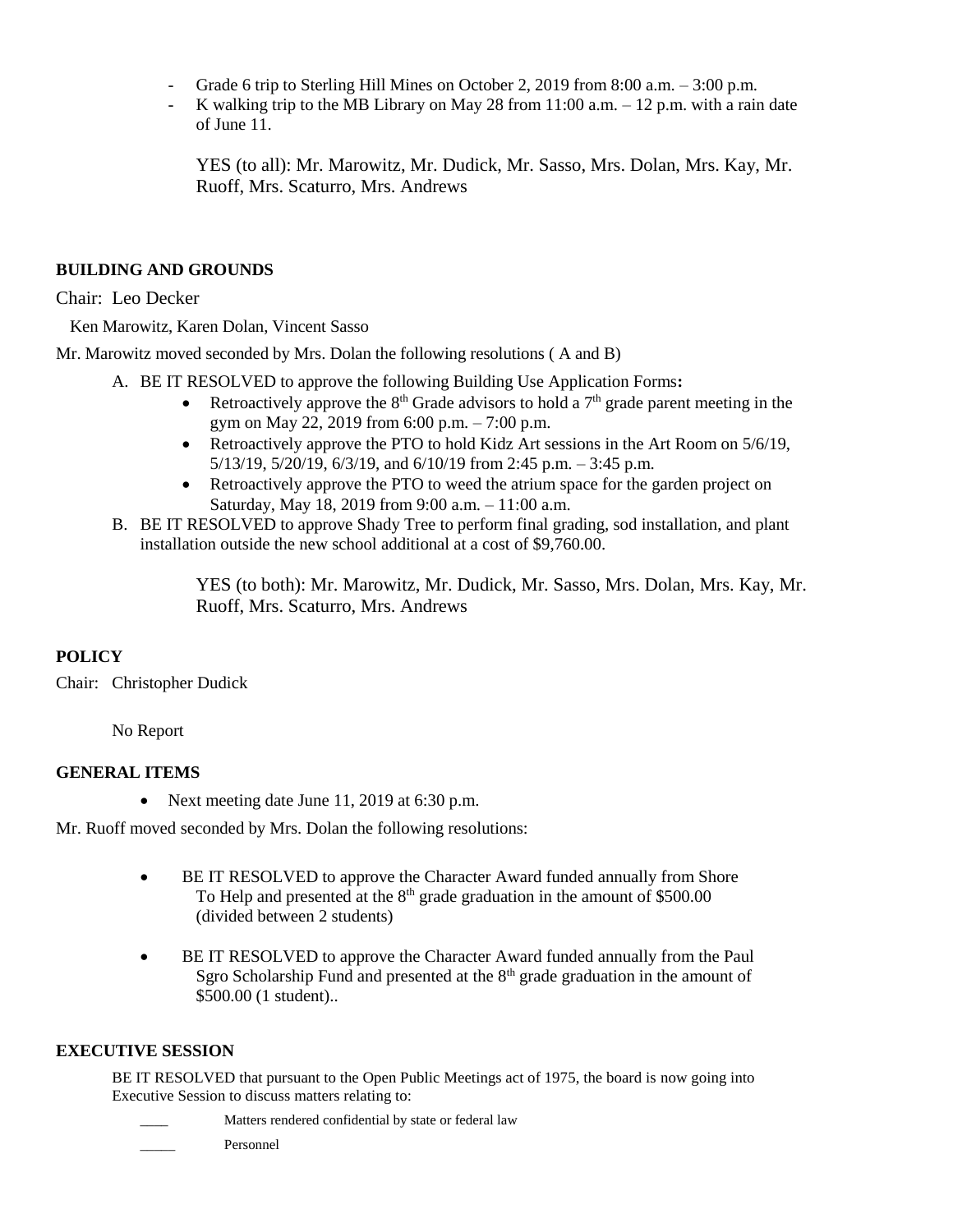- Grade 6 trip to Sterling Hill Mines on October 2, 2019 from 8:00 a.m. – 3:00 p.m.
- K walking trip to the MB Library on May 28 from 11:00 a.m. – 12 p.m. with a rain date of June 11.

YES (to all): Mr. Marowitz, Mr. Dudick, Mr. Sasso, Mrs. Dolan, Mrs. Kay, Mr. Ruoff, Mrs. Scaturro, Mrs. Andrews

**BUILDING AND GROUNDS**

Chair: Leo Decker

Ken Marowitz, Karen Dolan, Vincent Sasso

Mr. Marowitz moved seconded by Mrs. Dolan the following resolutions ( A and B)

A. BE IT RESOLVED to approve the following Building Use Application Forms**:**
   - Retroactively approve the 8th Grade advisors to hold a 7th grade parent meeting in the gym on May 22, 2019 from 6:00 p.m. – 7:00 p.m.
   - Retroactively approve the PTO to hold Kidz Art sessions in the Art Room on 5/6/19, 5/13/19, 5/20/19, 6/3/19, and 6/10/19 from 2:45 p.m. – 3:45 p.m.
   - Retroactively approve the PTO to weed the atrium space for the garden project on Saturday, May 18, 2019 from 9:00 a.m. – 11:00 a.m.
B. BE IT RESOLVED to approve Shady Tree to perform final grading, sod installation, and plant installation outside the new school additional at a cost of $9,760.00.

YES (to both): Mr. Marowitz, Mr. Dudick, Mr. Sasso, Mrs. Dolan, Mrs. Kay, Mr. Ruoff, Mrs. Scaturro, Mrs. Andrews

**POLICY**

Chair: Christopher Dudick

No Report

**GENERAL ITEMS**

- Next meeting date June 11, 2019 at 6:30 p.m.

Mr. Ruoff moved seconded by Mrs. Dolan the following resolutions:

- BE IT RESOLVED to approve the Character Award funded annually from Shore To Help and presented at the 8th grade graduation in the amount of $500.00 (divided between 2 students)
- BE IT RESOLVED to approve the Character Award funded annually from the Paul Sgro Scholarship Fund and presented at the 8th grade graduation in the amount of $500.00 (1 student)..

**EXECUTIVE SESSION**

BE IT RESOLVED that pursuant to the Open Public Meetings act of 1975, the board is now going into Executive Session to discuss matters relating to:

____ Matters rendered confidential by state or federal law

_____ Personnel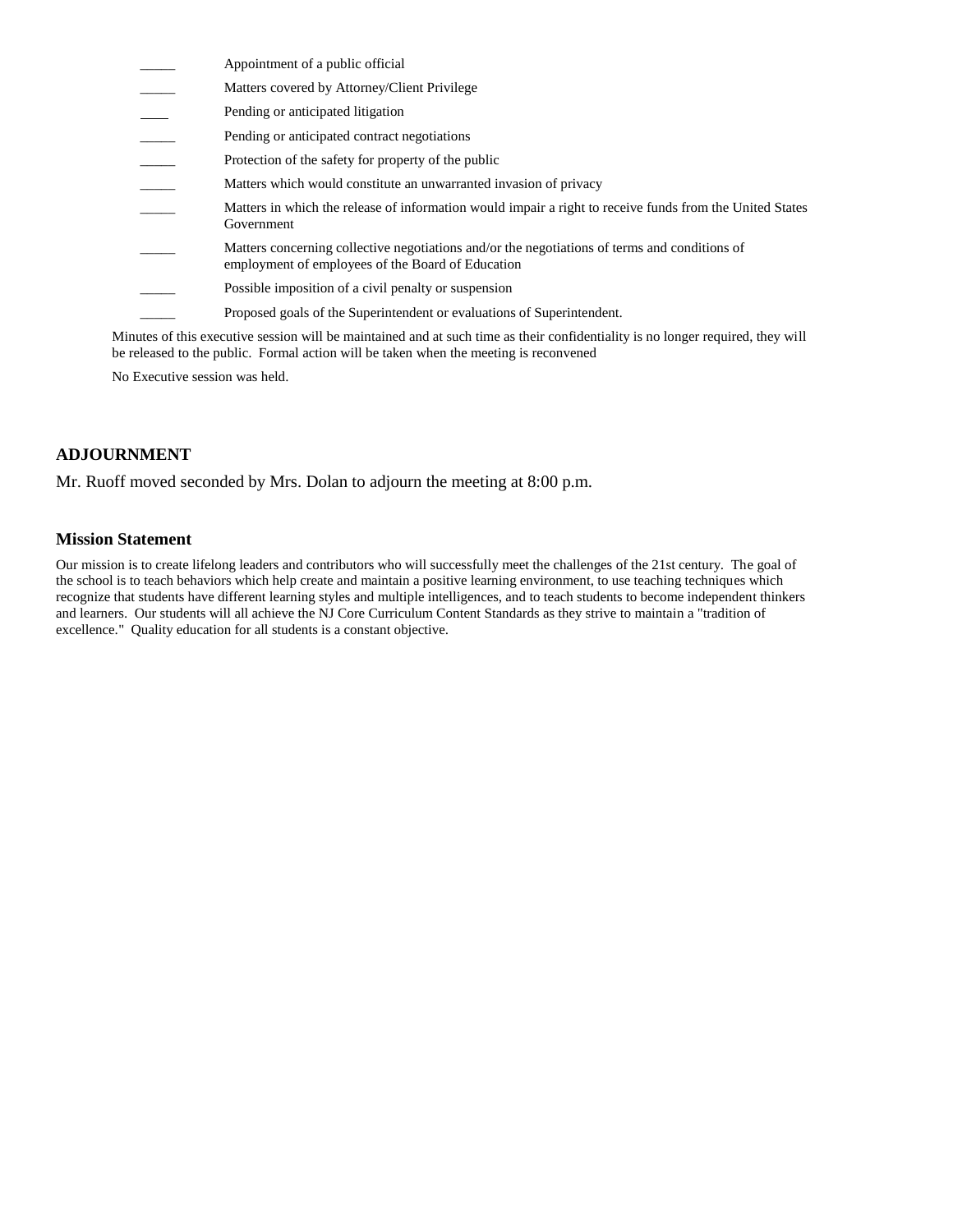_____ Appointment of a public official

_____ Matters covered by Attorney/Client Privilege

____ Pending or anticipated litigation

_____ Pending or anticipated contract negotiations

_____ Protection of the safety for property of the public

_____ Matters which would constitute an unwarranted invasion of privacy

_____ Matters in which the release of information would impair a right to receive funds from the United States Government

_____ Matters concerning collective negotiations and/or the negotiations of terms and conditions of employment of employees of the Board of Education

_____ Possible imposition of a civil penalty or suspension

_____ Proposed goals of the Superintendent or evaluations of Superintendent.

Minutes of this executive session will be maintained and at such time as their confidentiality is no longer required, they will be released to the public. Formal action will be taken when the meeting is reconvened

No Executive session was held.

## ADJOURNMENT

Mr. Ruoff moved seconded by Mrs. Dolan to adjourn the meeting at 8:00 p.m.

### Mission Statement

Our mission is to create lifelong leaders and contributors who will successfully meet the challenges of the 21st century. The goal of the school is to teach behaviors which help create and maintain a positive learning environment, to use teaching techniques which recognize that students have different learning styles and multiple intelligences, and to teach students to become independent thinkers and learners. Our students will all achieve the NJ Core Curriculum Content Standards as they strive to maintain a "tradition of excellence." Quality education for all students is a constant objective.